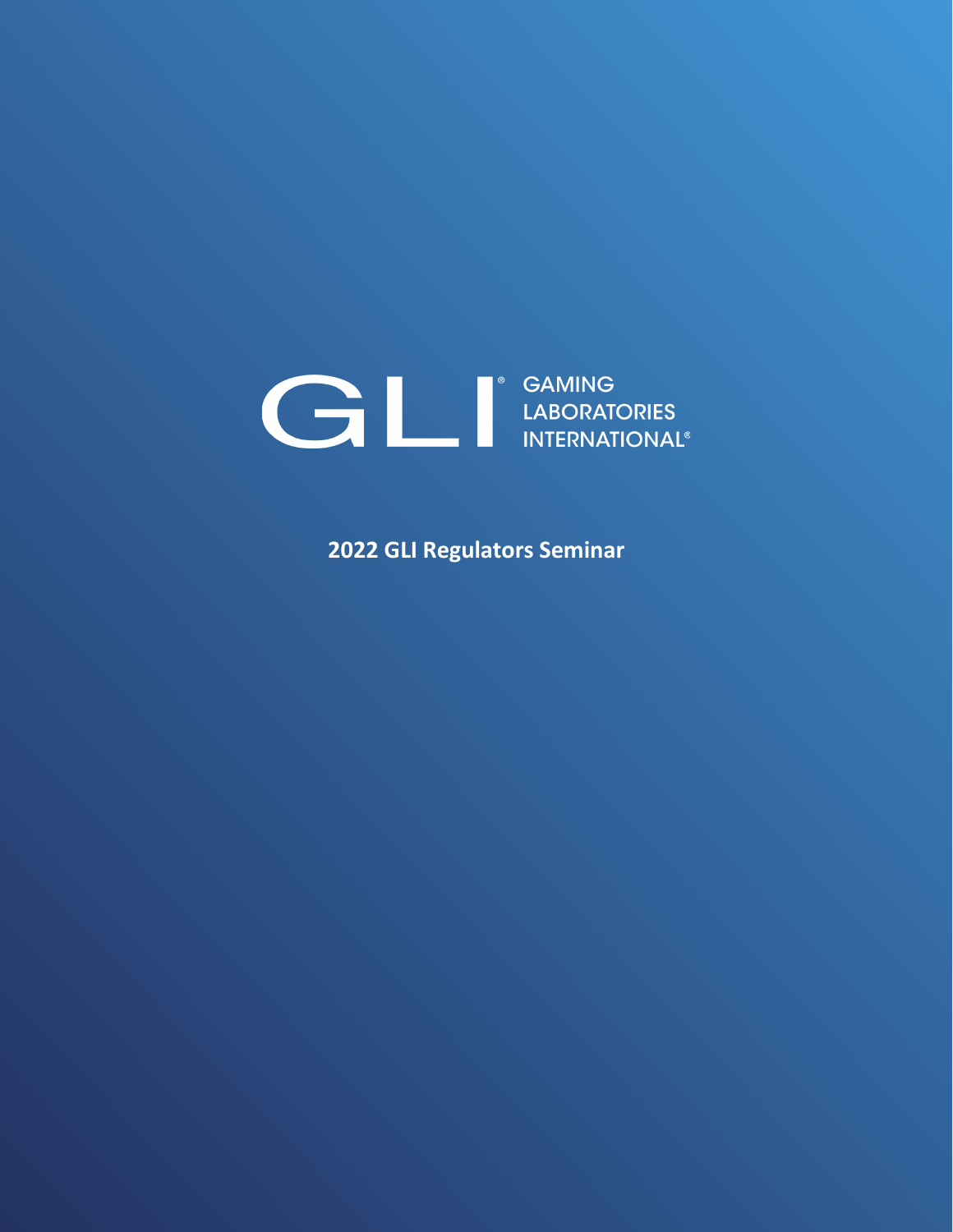GLI® GAMING LABORATORIES INTERNATIONAL®

**2022 GLI Regulators Seminar**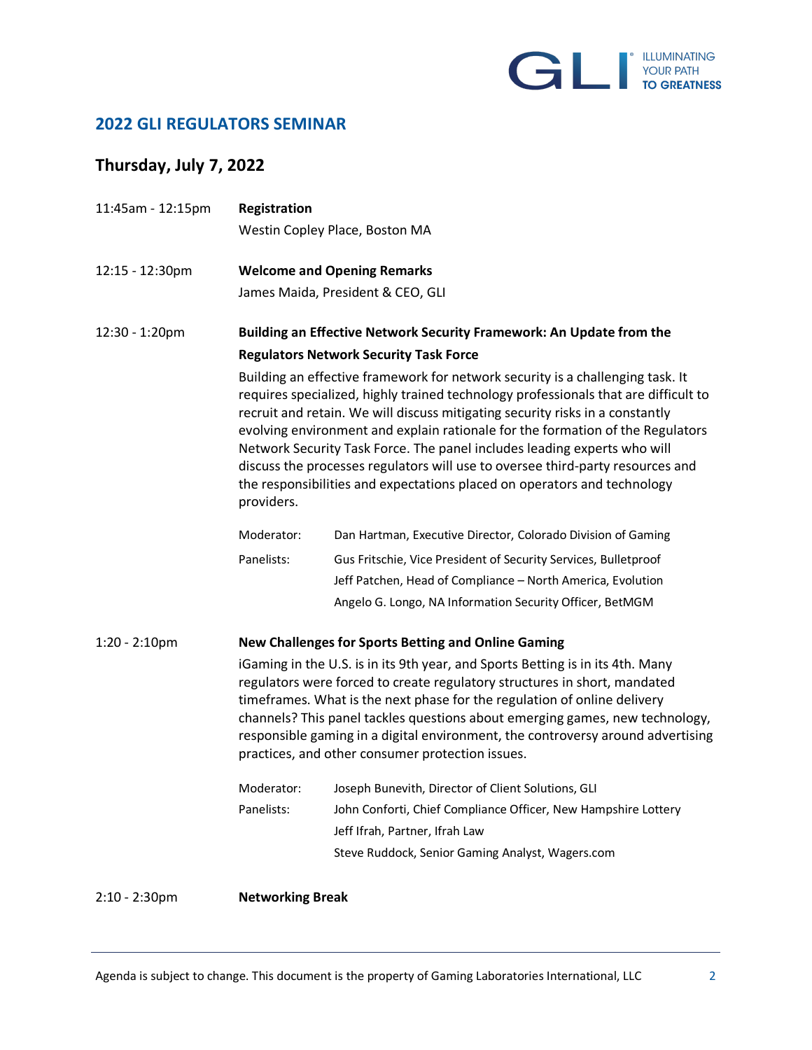## 2022 GLI REGULATORS SEMINAR

### Thursday, July 7, 2022

**11:45am - 12:15pm** — **Registration**

Westin Copley Place, Boston MA

**12:15 - 12:30pm** — **Welcome and Opening Remarks**

James Maida, President & CEO, GLI

**12:30 - 1:20pm** — **Building an Effective Network Security Framework: An Update from the Regulators Network Security Task Force**

Building an effective framework for network security is a challenging task. It requires specialized, highly trained technology professionals that are difficult to recruit and retain. We will discuss mitigating security risks in a constantly evolving environment and explain rationale for the formation of the Regulators Network Security Task Force. The panel includes leading experts who will discuss the processes regulators will use to oversee third-party resources and the responsibilities and expectations placed on operators and technology providers.

Moderator: Dan Hartman, Executive Director, Colorado Division of Gaming

Panelists:
- Gus Fritschie, Vice President of Security Services, Bulletproof
- Jeff Patchen, Head of Compliance – North America, Evolution
- Angelo G. Longo, NA Information Security Officer, BetMGM

**1:20 - 2:10pm** — **New Challenges for Sports Betting and Online Gaming**

iGaming in the U.S. is in its 9th year, and Sports Betting is in its 4th. Many regulators were forced to create regulatory structures in short, mandated timeframes. What is the next phase for the regulation of online delivery channels? This panel tackles questions about emerging games, new technology, responsible gaming in a digital environment, the controversy around advertising practices, and other consumer protection issues.

Moderator: Joseph Bunevith, Director of Client Solutions, GLI

Panelists:
- John Conforti, Chief Compliance Officer, New Hampshire Lottery
- Jeff Ifrah, Partner, Ifrah Law
- Steve Ruddock, Senior Gaming Analyst, Wagers.com

**2:10 - 2:30pm** — **Networking Break**

Agenda is subject to change. This document is the property of Gaming Laboratories International, LLC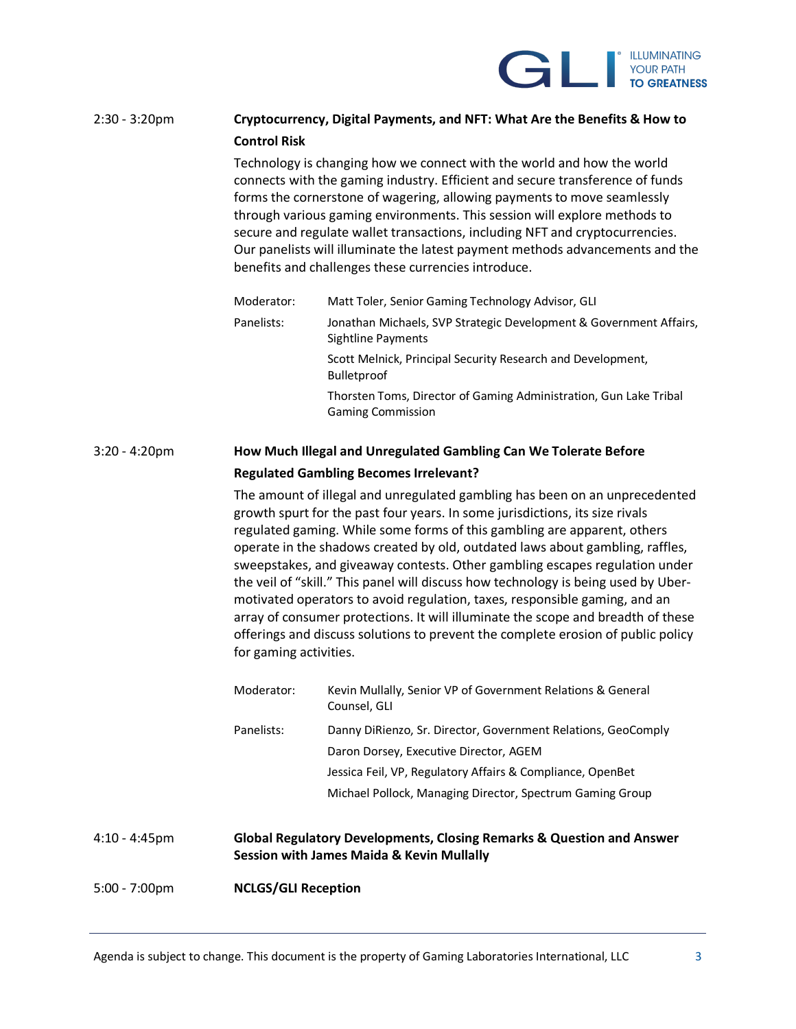2:30 - 3:20pm **Cryptocurrency, Digital Payments, and NFT: What Are the Benefits & How to Control Risk**

Technology is changing how we connect with the world and how the world connects with the gaming industry. Efficient and secure transference of funds forms the cornerstone of wagering, allowing payments to move seamlessly through various gaming environments. This session will explore methods to secure and regulate wallet transactions, including NFT and cryptocurrencies. Our panelists will illuminate the latest payment methods advancements and the benefits and challenges these currencies introduce.

Moderator: Matt Toler, Senior Gaming Technology Advisor, GLI

Panelists:
- Jonathan Michaels, SVP Strategic Development & Government Affairs, Sightline Payments
- Scott Melnick, Principal Security Research and Development, Bulletproof
- Thorsten Toms, Director of Gaming Administration, Gun Lake Tribal Gaming Commission

3:20 - 4:20pm **How Much Illegal and Unregulated Gambling Can We Tolerate Before Regulated Gambling Becomes Irrelevant?**

The amount of illegal and unregulated gambling has been on an unprecedented growth spurt for the past four years. In some jurisdictions, its size rivals regulated gaming. While some forms of this gambling are apparent, others operate in the shadows created by old, outdated laws about gambling, raffles, sweepstakes, and giveaway contests. Other gambling escapes regulation under the veil of "skill." This panel will discuss how technology is being used by Uber-motivated operators to avoid regulation, taxes, responsible gaming, and an array of consumer protections. It will illuminate the scope and breadth of these offerings and discuss solutions to prevent the complete erosion of public policy for gaming activities.

Moderator: Kevin Mullally, Senior VP of Government Relations & General Counsel, GLI

Panelists:
- Danny DiRienzo, Sr. Director, Government Relations, GeoComply
- Daron Dorsey, Executive Director, AGEM
- Jessica Feil, VP, Regulatory Affairs & Compliance, OpenBet
- Michael Pollock, Managing Director, Spectrum Gaming Group

4:10 - 4:45pm **Global Regulatory Developments, Closing Remarks & Question and Answer Session with James Maida & Kevin Mullally**

5:00 - 7:00pm **NCLGS/GLI Reception**

Agenda is subject to change. This document is the property of Gaming Laboratories International, LLC